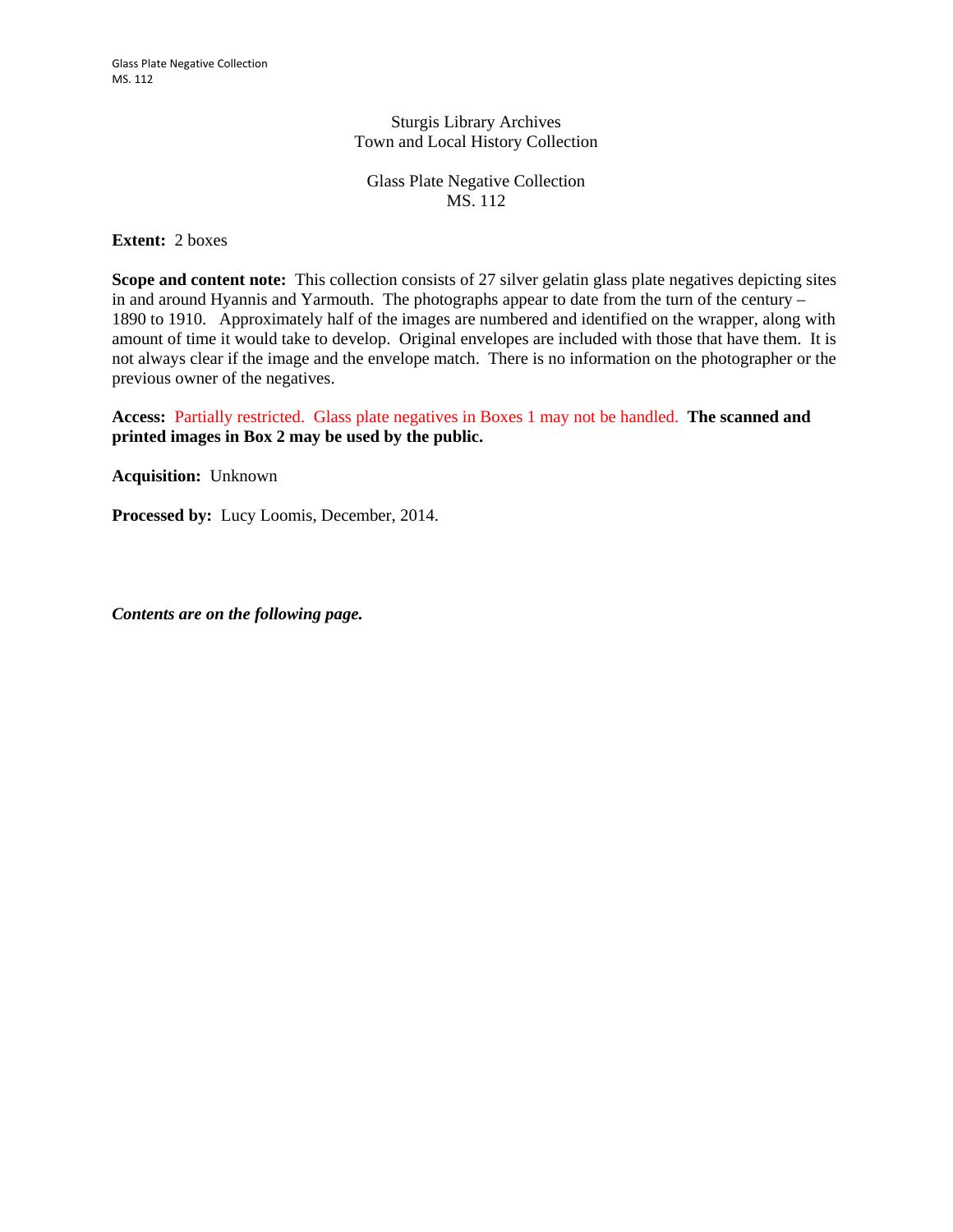Sturgis Library Archives
Town and Local History Collection

Glass Plate Negative Collection
MS. 112

**Extent:** 2 boxes

**Scope and content note:** This collection consists of 27 silver gelatin glass plate negatives depicting sites in and around Hyannis and Yarmouth. The photographs appear to date from the turn of the century – 1890 to 1910. Approximately half of the images are numbered and identified on the wrapper, along with amount of time it would take to develop. Original envelopes are included with those that have them. It is not always clear if the image and the envelope match. There is no information on the photographer or the previous owner of the negatives.

**Access:** Partially restricted. Glass plate negatives in Boxes 1 may not be handled. **The scanned and printed images in Box 2 may be used by the public.**

**Acquisition:** Unknown

**Processed by:** Lucy Loomis, December, 2014.

***Contents are on the following page.***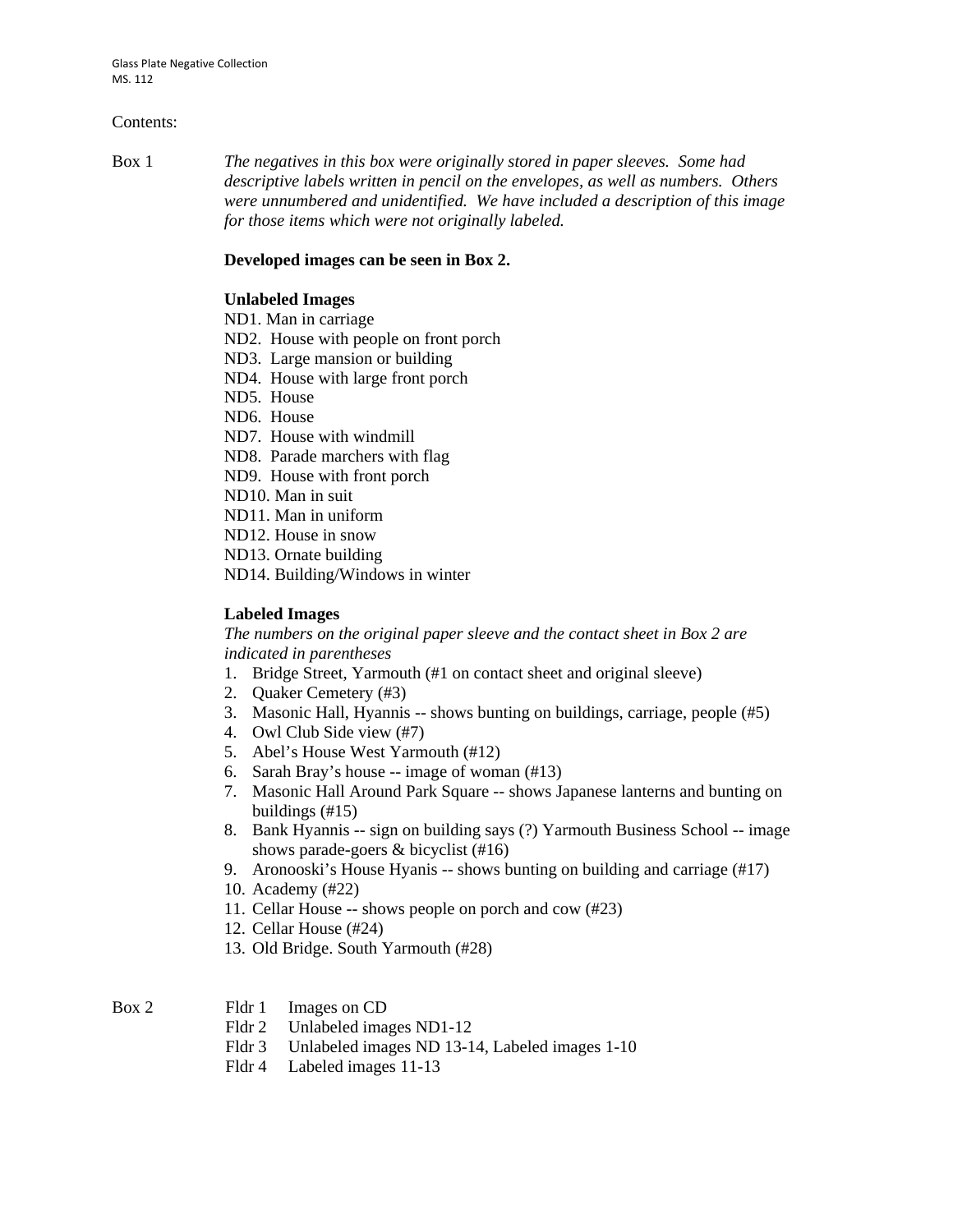Contents:

Box 1

*The negatives in this box were originally stored in paper sleeves. Some had descriptive labels written in pencil on the envelopes, as well as numbers. Others were unnumbered and unidentified. We have included a description of this image for those items which were not originally labeled.*

**Developed images can be seen in Box 2.**

**Unlabeled Images**

ND1. Man in carriage
ND2. House with people on front porch
ND3. Large mansion or building
ND4. House with large front porch
ND5. House
ND6. House
ND7. House with windmill
ND8. Parade marchers with flag
ND9. House with front porch
ND10. Man in suit
ND11. Man in uniform
ND12. House in snow
ND13. Ornate building
ND14. Building/Windows in winter

**Labeled Images**

*The numbers on the original paper sleeve and the contact sheet in Box 2 are indicated in parentheses*

1. Bridge Street, Yarmouth (#1 on contact sheet and original sleeve)
2. Quaker Cemetery (#3)
3. Masonic Hall, Hyannis -- shows bunting on buildings, carriage, people (#5)
4. Owl Club Side view (#7)
5. Abel's House West Yarmouth (#12)
6. Sarah Bray's house -- image of woman (#13)
7. Masonic Hall Around Park Square -- shows Japanese lanterns and bunting on buildings (#15)
8. Bank Hyannis -- sign on building says (?) Yarmouth Business School -- image shows parade-goers & bicyclist (#16)
9. Aronooski's House Hyanis -- shows bunting on building and carriage (#17)
10. Academy (#22)
11. Cellar House -- shows people on porch and cow (#23)
12. Cellar House (#24)
13. Old Bridge. South Yarmouth (#28)

Box 2

Fldr 1 Images on CD
Fldr 2 Unlabeled images ND1-12
Fldr 3 Unlabeled images ND 13-14, Labeled images 1-10
Fldr 4 Labeled images 11-13